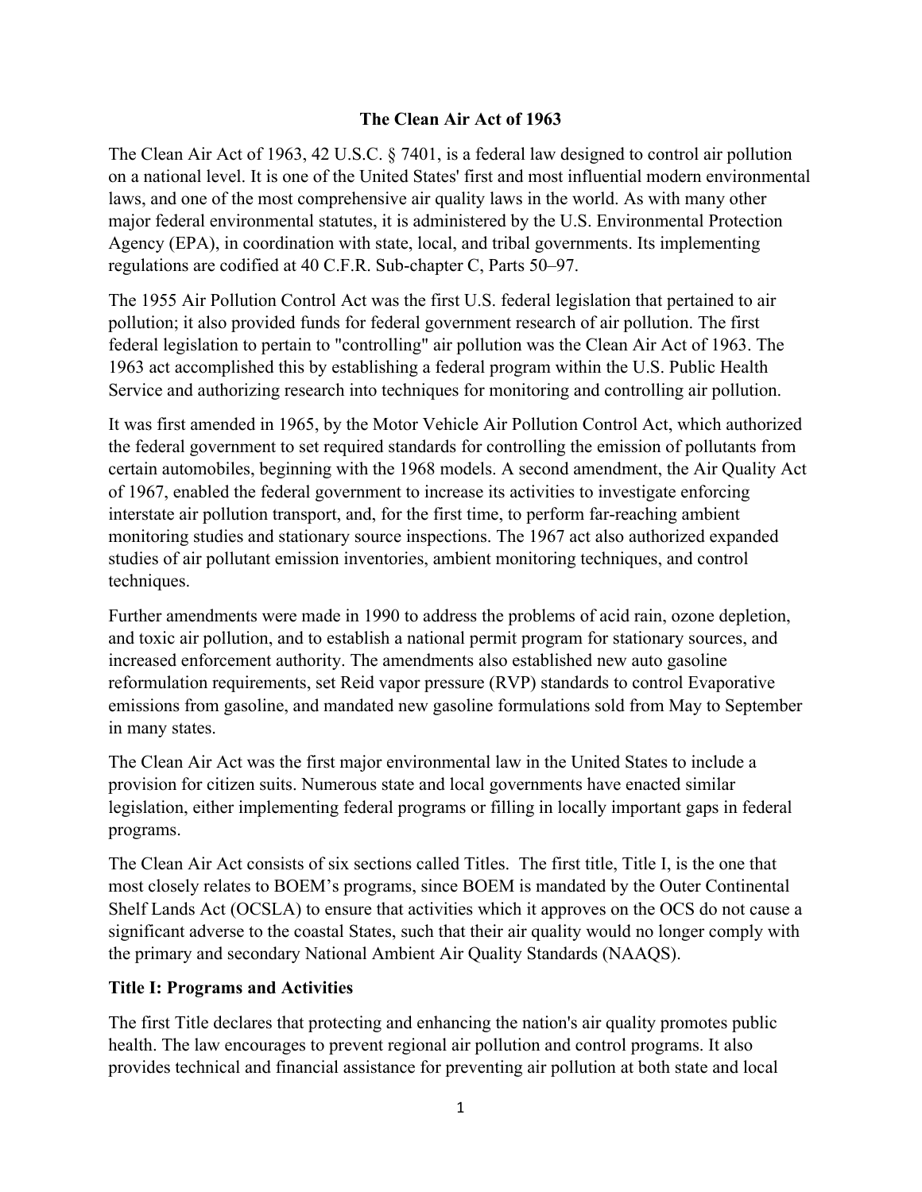# The Clean Air Act of 1963

The Clean Air Act of 1963, 42 U.S.C. § 7401, is a federal law designed to control air pollution on a national level. It is one of the United States' first and most influential modern environmental laws, and one of the most comprehensive air quality laws in the world. As with many other major federal environmental statutes, it is administered by the U.S. Environmental Protection Agency (EPA), in coordination with state, local, and tribal governments. Its implementing regulations are codified at 40 C.F.R. Sub-chapter C, Parts 50–97.

The 1955 Air Pollution Control Act was the first U.S. federal legislation that pertained to air pollution; it also provided funds for federal government research of air pollution. The first federal legislation to pertain to "controlling" air pollution was the Clean Air Act of 1963. The 1963 act accomplished this by establishing a federal program within the U.S. Public Health Service and authorizing research into techniques for monitoring and controlling air pollution.

It was first amended in 1965, by the Motor Vehicle Air Pollution Control Act, which authorized the federal government to set required standards for controlling the emission of pollutants from certain automobiles, beginning with the 1968 models. A second amendment, the Air Quality Act of 1967, enabled the federal government to increase its activities to investigate enforcing interstate air pollution transport, and, for the first time, to perform far-reaching ambient monitoring studies and stationary source inspections. The 1967 act also authorized expanded studies of air pollutant emission inventories, ambient monitoring techniques, and control techniques.

Further amendments were made in 1990 to address the problems of acid rain, ozone depletion, and toxic air pollution, and to establish a national permit program for stationary sources, and increased enforcement authority. The amendments also established new auto gasoline reformulation requirements, set Reid vapor pressure (RVP) standards to control Evaporative emissions from gasoline, and mandated new gasoline formulations sold from May to September in many states.

The Clean Air Act was the first major environmental law in the United States to include a provision for citizen suits. Numerous state and local governments have enacted similar legislation, either implementing federal programs or filling in locally important gaps in federal programs.

The Clean Air Act consists of six sections called Titles. The first title, Title I, is the one that most closely relates to BOEM's programs, since BOEM is mandated by the Outer Continental Shelf Lands Act (OCSLA) to ensure that activities which it approves on the OCS do not cause a significant adverse to the coastal States, such that their air quality would no longer comply with the primary and secondary National Ambient Air Quality Standards (NAAQS).

## Title I: Programs and Activities

The first Title declares that protecting and enhancing the nation's air quality promotes public health. The law encourages to prevent regional air pollution and control programs. It also provides technical and financial assistance for preventing air pollution at both state and local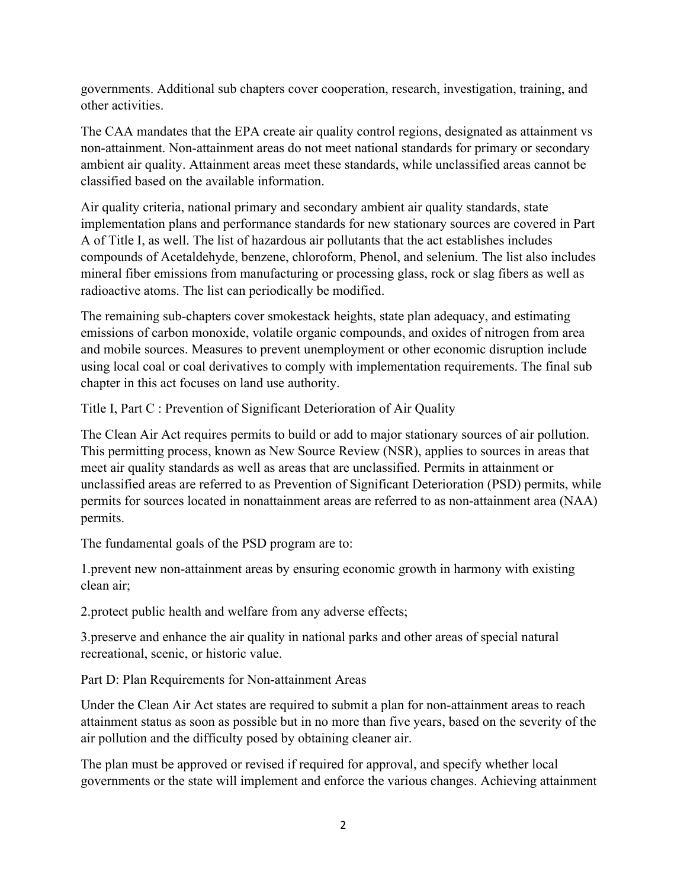governments. Additional sub chapters cover cooperation, research, investigation, training, and other activities.

The CAA mandates that the EPA create air quality control regions, designated as attainment vs non-attainment. Non-attainment areas do not meet national standards for primary or secondary ambient air quality. Attainment areas meet these standards, while unclassified areas cannot be classified based on the available information.

Air quality criteria, national primary and secondary ambient air quality standards, state implementation plans and performance standards for new stationary sources are covered in Part A of Title I, as well. The list of hazardous air pollutants that the act establishes includes compounds of Acetaldehyde, benzene, chloroform, Phenol, and selenium. The list also includes mineral fiber emissions from manufacturing or processing glass, rock or slag fibers as well as radioactive atoms. The list can periodically be modified.

The remaining sub-chapters cover smokestack heights, state plan adequacy, and estimating emissions of carbon monoxide, volatile organic compounds, and oxides of nitrogen from area and mobile sources. Measures to prevent unemployment or other economic disruption include using local coal or coal derivatives to comply with implementation requirements. The final sub chapter in this act focuses on land use authority.

Title I, Part C : Prevention of Significant Deterioration of Air Quality

The Clean Air Act requires permits to build or add to major stationary sources of air pollution. This permitting process, known as New Source Review (NSR), applies to sources in areas that meet air quality standards as well as areas that are unclassified. Permits in attainment or unclassified areas are referred to as Prevention of Significant Deterioration (PSD) permits, while permits for sources located in nonattainment areas are referred to as non-attainment area (NAA) permits.

The fundamental goals of the PSD program are to:

1.prevent new non-attainment areas by ensuring economic growth in harmony with existing clean air;

2.protect public health and welfare from any adverse effects;

3.preserve and enhance the air quality in national parks and other areas of special natural recreational, scenic, or historic value.

Part D: Plan Requirements for Non-attainment Areas

Under the Clean Air Act states are required to submit a plan for non-attainment areas to reach attainment status as soon as possible but in no more than five years, based on the severity of the air pollution and the difficulty posed by obtaining cleaner air.

The plan must be approved or revised if required for approval, and specify whether local governments or the state will implement and enforce the various changes. Achieving attainment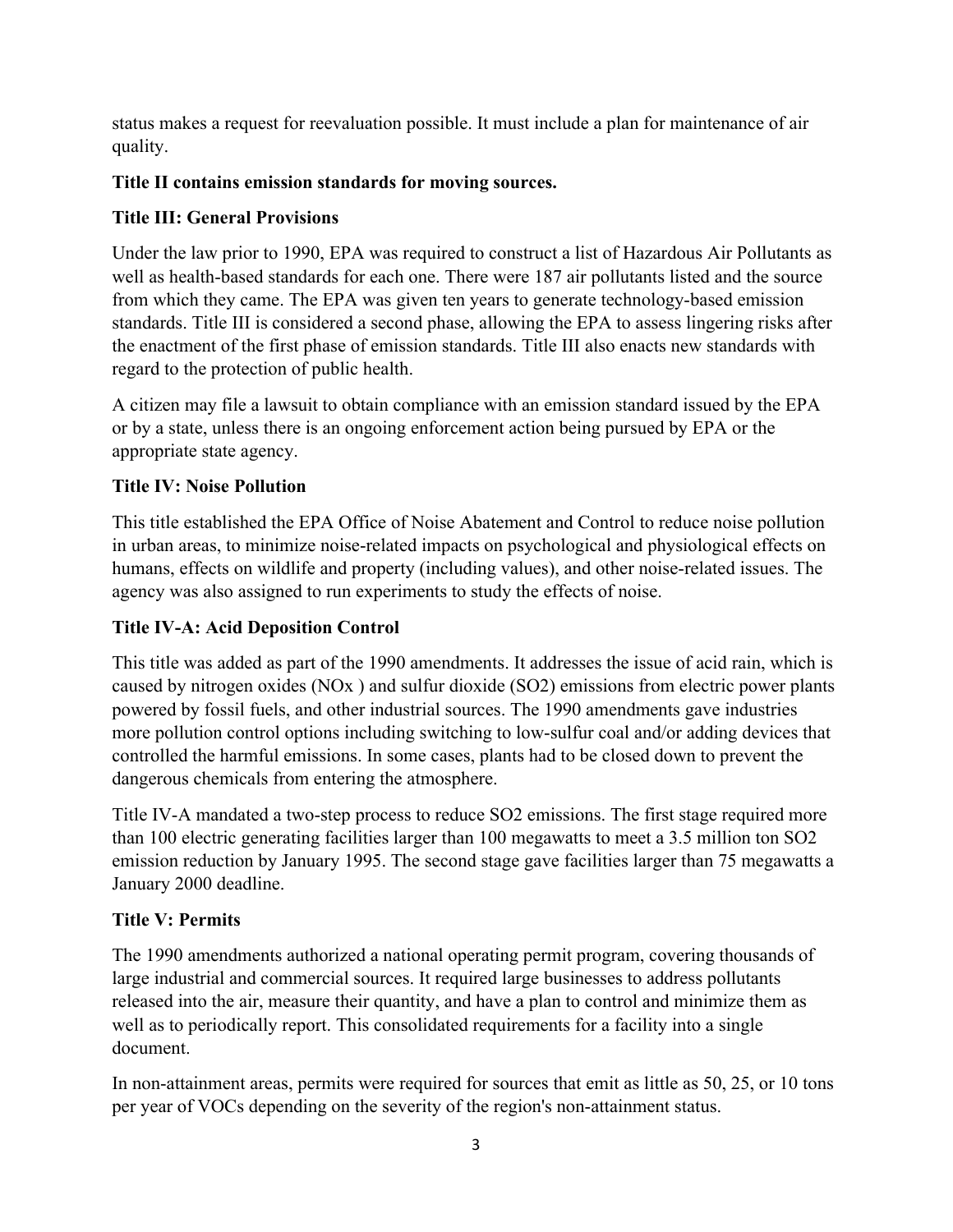status makes a request for reevaluation possible. It must include a plan for maintenance of air quality.

**Title II contains emission standards for moving sources.**

**Title III: General Provisions**

Under the law prior to 1990, EPA was required to construct a list of Hazardous Air Pollutants as well as health-based standards for each one. There were 187 air pollutants listed and the source from which they came. The EPA was given ten years to generate technology-based emission standards. Title III is considered a second phase, allowing the EPA to assess lingering risks after the enactment of the first phase of emission standards. Title III also enacts new standards with regard to the protection of public health.

A citizen may file a lawsuit to obtain compliance with an emission standard issued by the EPA or by a state, unless there is an ongoing enforcement action being pursued by EPA or the appropriate state agency.

**Title IV: Noise Pollution**

This title established the EPA Office of Noise Abatement and Control to reduce noise pollution in urban areas, to minimize noise-related impacts on psychological and physiological effects on humans, effects on wildlife and property (including values), and other noise-related issues. The agency was also assigned to run experiments to study the effects of noise.

**Title IV-A: Acid Deposition Control**

This title was added as part of the 1990 amendments. It addresses the issue of acid rain, which is caused by nitrogen oxides ($NO_x$) and sulfur dioxide ($SO_2$) emissions from electric power plants powered by fossil fuels, and other industrial sources. The 1990 amendments gave industries more pollution control options including switching to low-sulfur coal and/or adding devices that controlled the harmful emissions. In some cases, plants had to be closed down to prevent the dangerous chemicals from entering the atmosphere.

Title IV-A mandated a two-step process to reduce $SO_2$ emissions. The first stage required more than 100 electric generating facilities larger than 100 megawatts to meet a 3.5 million ton $SO_2$ emission reduction by January 1995. The second stage gave facilities larger than 75 megawatts a January 2000 deadline.

**Title V: Permits**

The 1990 amendments authorized a national operating permit program, covering thousands of large industrial and commercial sources. It required large businesses to address pollutants released into the air, measure their quantity, and have a plan to control and minimize them as well as to periodically report. This consolidated requirements for a facility into a single document.

In non-attainment areas, permits were required for sources that emit as little as 50, 25, or 10 tons per year of VOCs depending on the severity of the region's non-attainment status.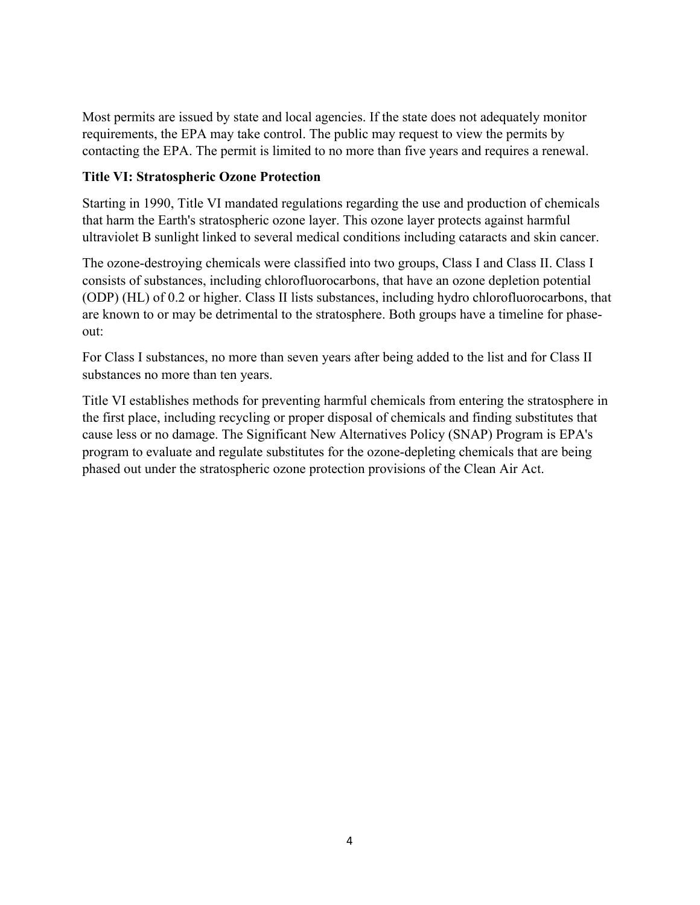Most permits are issued by state and local agencies. If the state does not adequately monitor requirements, the EPA may take control. The public may request to view the permits by contacting the EPA. The permit is limited to no more than five years and requires a renewal.

**Title VI: Stratospheric Ozone Protection**

Starting in 1990, Title VI mandated regulations regarding the use and production of chemicals that harm the Earth's stratospheric ozone layer. This ozone layer protects against harmful ultraviolet B sunlight linked to several medical conditions including cataracts and skin cancer.

The ozone-destroying chemicals were classified into two groups, Class I and Class II. Class I consists of substances, including chlorofluorocarbons, that have an ozone depletion potential (ODP) (HL) of 0.2 or higher. Class II lists substances, including hydro chlorofluorocarbons, that are known to or may be detrimental to the stratosphere. Both groups have a timeline for phase-out:

For Class I substances, no more than seven years after being added to the list and for Class II substances no more than ten years.

Title VI establishes methods for preventing harmful chemicals from entering the stratosphere in the first place, including recycling or proper disposal of chemicals and finding substitutes that cause less or no damage. The Significant New Alternatives Policy (SNAP) Program is EPA's program to evaluate and regulate substitutes for the ozone-depleting chemicals that are being phased out under the stratospheric ozone protection provisions of the Clean Air Act.